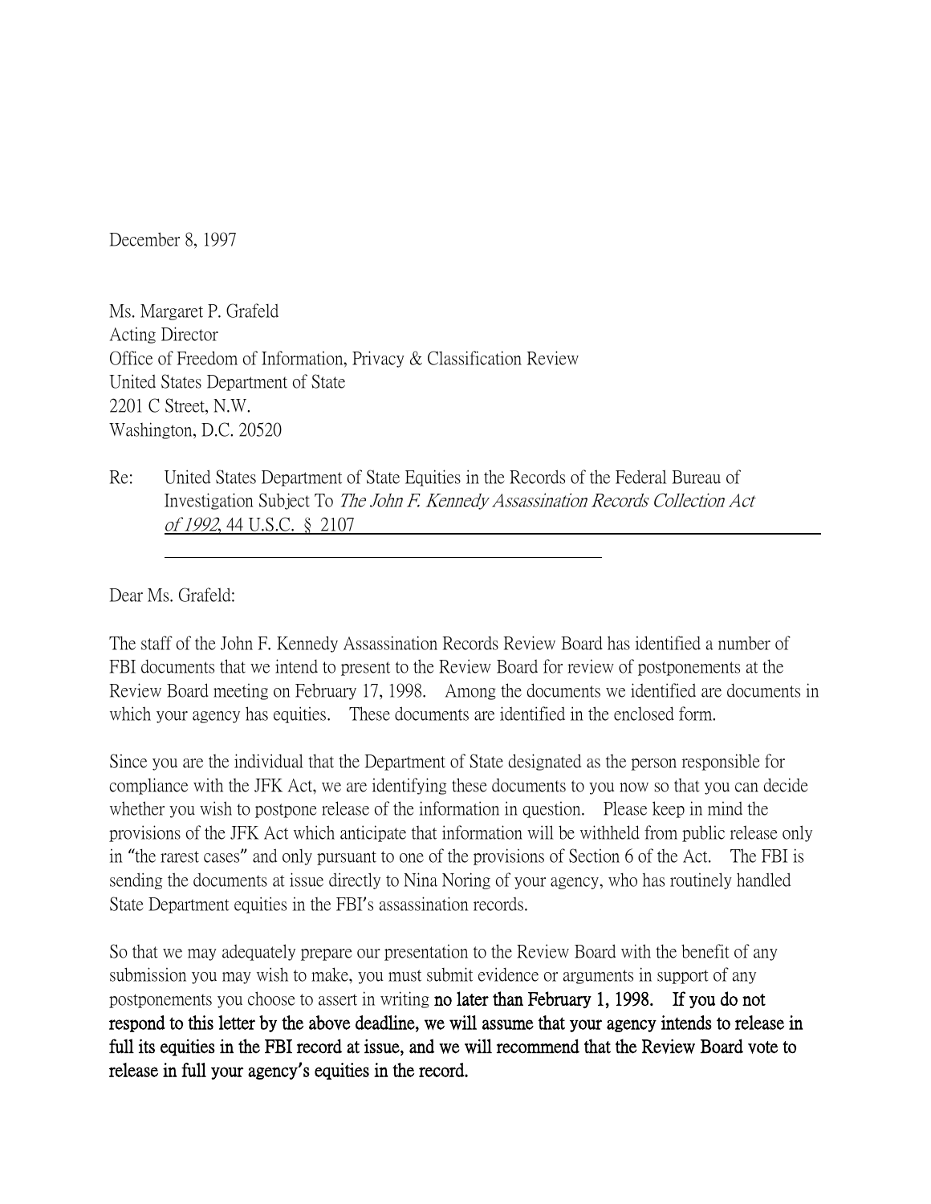December 8, 1997

Ms. Margaret P. Grafeld
Acting Director
Office of Freedom of Information, Privacy & Classification Review
United States Department of State
2201 C Street, N.W.
Washington, D.C. 20520

Re: United States Department of State Equities in the Records of the Federal Bureau of Investigation Subject To *The John F. Kennedy Assassination Records Collection Act of 1992*, 44 U.S.C. § 2107

Dear Ms. Grafeld:

The staff of the John F. Kennedy Assassination Records Review Board has identified a number of FBI documents that we intend to present to the Review Board for review of postponements at the Review Board meeting on February 17, 1998. Among the documents we identified are documents in which your agency has equities. These documents are identified in the enclosed form.

Since you are the individual that the Department of State designated as the person responsible for compliance with the JFK Act, we are identifying these documents to you now so that you can decide whether you wish to postpone release of the information in question. Please keep in mind the provisions of the JFK Act which anticipate that information will be withheld from public release only in "the rarest cases" and only pursuant to one of the provisions of Section 6 of the Act. The FBI is sending the documents at issue directly to Nina Noring of your agency, who has routinely handled State Department equities in the FBI's assassination records.

So that we may adequately prepare our presentation to the Review Board with the benefit of any submission you may wish to make, you must submit evidence or arguments in support of any postponements you choose to assert in writing **no later than February 1, 1998. If you do not respond to this letter by the above deadline, we will assume that your agency intends to release in full its equities in the FBI record at issue, and we will recommend that the Review Board vote to release in full your agency's equities in the record.**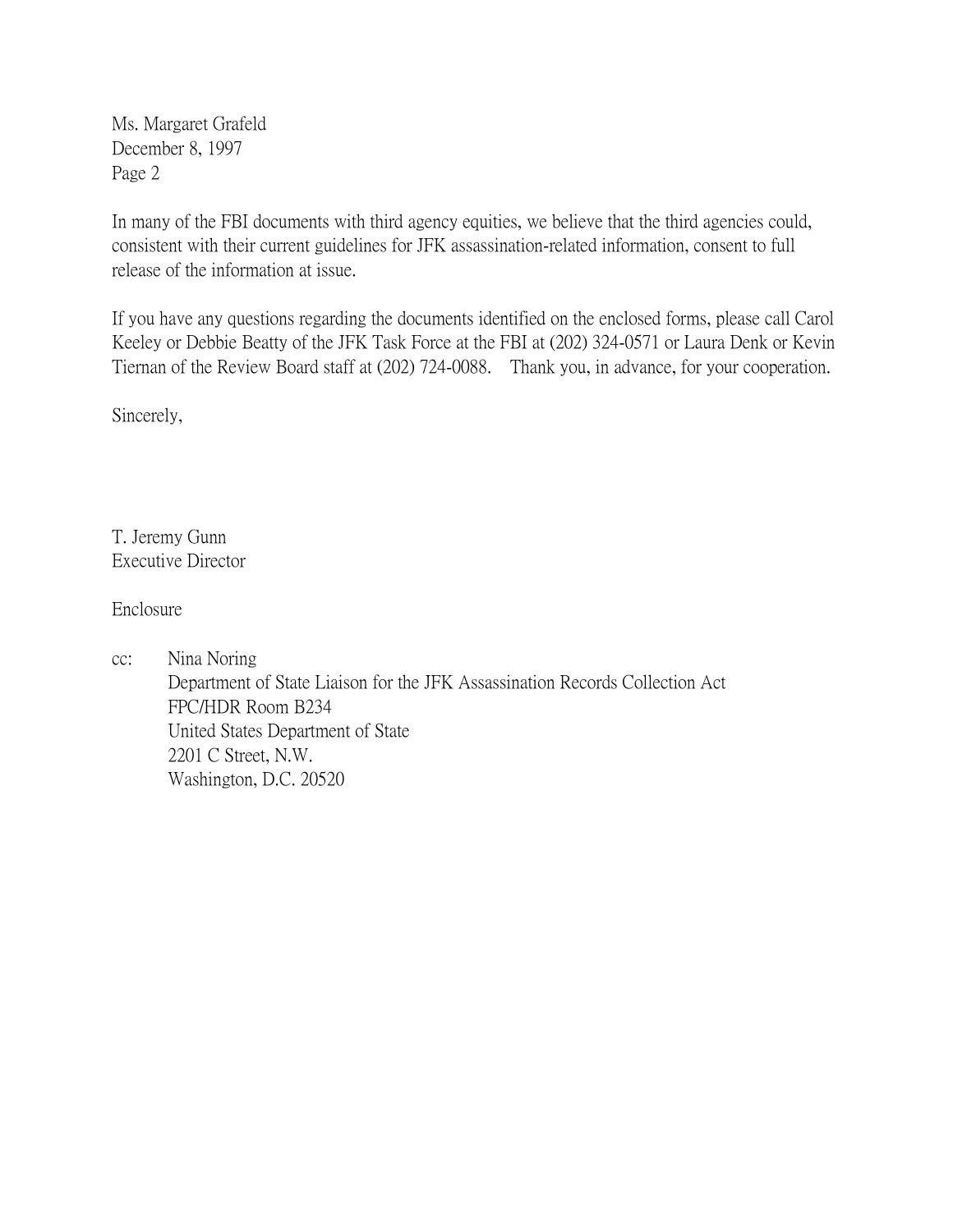Ms. Margaret Grafeld
December 8, 1997
Page 2

In many of the FBI documents with third agency equities, we believe that the third agencies could, consistent with their current guidelines for JFK assassination-related information, consent to full release of the information at issue.

If you have any questions regarding the documents identified on the enclosed forms, please call Carol Keeley or Debbie Beatty of the JFK Task Force at the FBI at (202) 324-0571 or Laura Denk or Kevin Tiernan of the Review Board staff at (202) 724-0088. Thank you, in advance, for your cooperation.

Sincerely,

T. Jeremy Gunn
Executive Director

Enclosure

cc: Nina Noring
Department of State Liaison for the JFK Assassination Records Collection Act
FPC/HDR Room B234
United States Department of State
2201 C Street, N.W.
Washington, D.C. 20520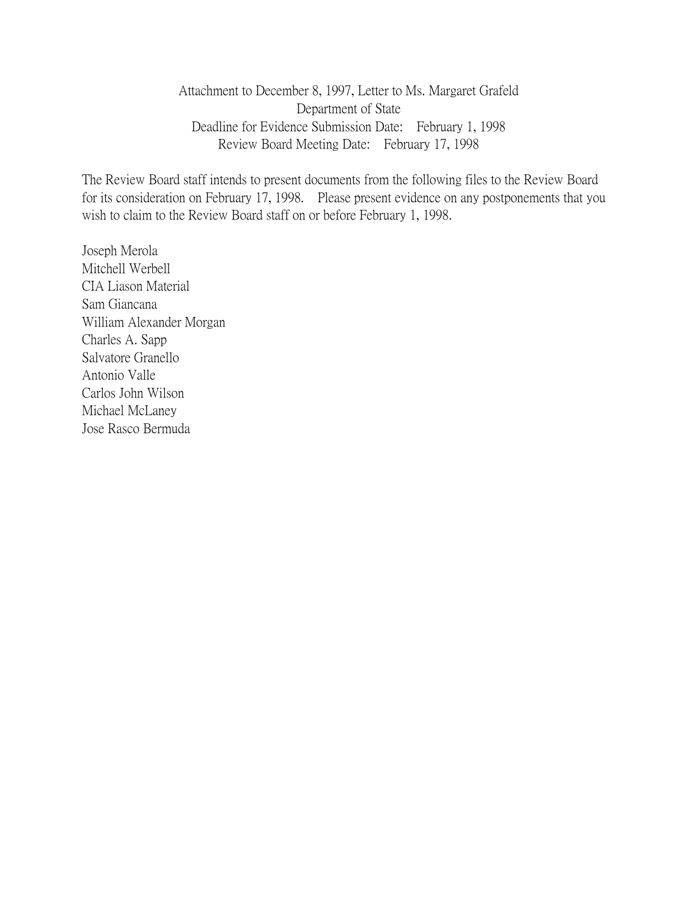Attachment to December 8, 1997, Letter to Ms. Margaret Grafeld
Department of State
Deadline for Evidence Submission Date: February 1, 1998
Review Board Meeting Date: February 17, 1998

The Review Board staff intends to present documents from the following files to the Review Board for its consideration on February 17, 1998. Please present evidence on any postponements that you wish to claim to the Review Board staff on or before February 1, 1998.

Joseph Merola
Mitchell Werbell
CIA Liason Material
Sam Giancana
William Alexander Morgan
Charles A. Sapp
Salvatore Granello
Antonio Valle
Carlos John Wilson
Michael McLaney
Jose Rasco Bermuda